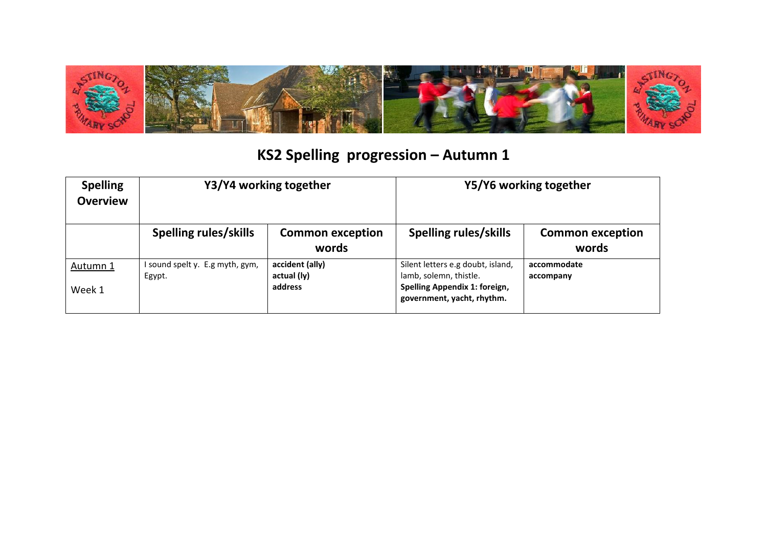# KS2 Spelling progression – Autumn 1

| Spelling Overview | Y3/Y4 working together | | Y5/Y6 working together | |
|---|---|---|---|---|
| | **Spelling rules/skills** | **Common exception words** | **Spelling rules/skills** | **Common exception words** |
| Autumn 1<br><br>Week 1 | I sound spelt y. E.g myth, gym, Egypt. | **accident (ally)**<br>**actual (ly)**<br>**address** | Silent letters e.g doubt, island, lamb, solemn, thistle.<br>**Spelling Appendix 1: foreign, government, yacht, rhythm.** | **accommodate**<br>**accompany** |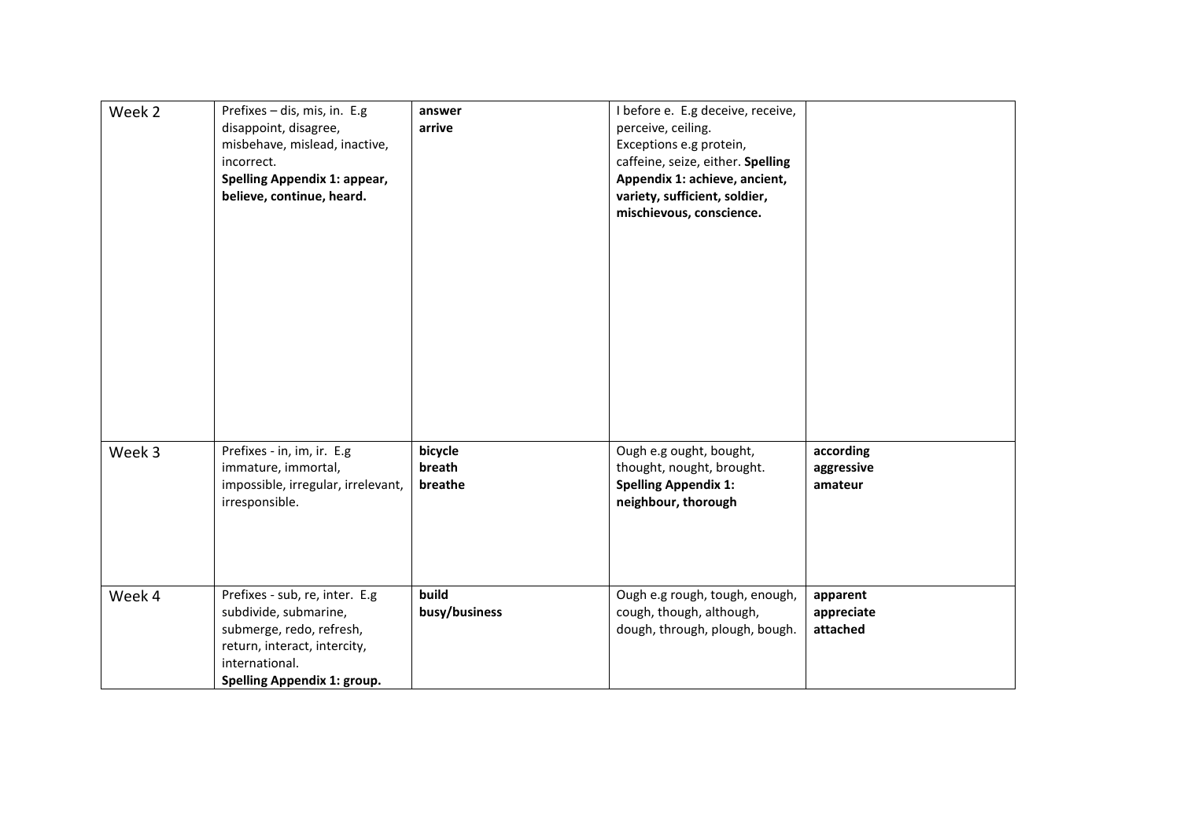| | | | | |
|---|---|---|---|---|
| Week 2 | Prefixes – dis, mis, in. E.g disappoint, disagree, misbehave, mislead, inactive, incorrect. **Spelling Appendix 1: appear, believe, continue, heard.** | **answer**<br>**arrive** | I before e. E.g deceive, receive, perceive, ceiling. Exceptions e.g protein, caffeine, seize, either. **Spelling Appendix 1: achieve, ancient, variety, sufficient, soldier, mischievous, conscience.** | |
| Week 3 | Prefixes - in, im, ir. E.g immature, immortal, impossible, irregular, irrelevant, irresponsible. | **bicycle**<br>**breath**<br>**breathe** | Ough e.g ought, bought, thought, nought, brought. **Spelling Appendix 1: neighbour, thorough** | **according**<br>**aggressive**<br>**amateur** |
| Week 4 | Prefixes - sub, re, inter. E.g subdivide, submarine, submerge, redo, refresh, return, interact, intercity, international. **Spelling Appendix 1: group.** | **build**<br>**busy/business** | Ough e.g rough, tough, enough, cough, though, although, dough, through, plough, bough. | **apparent**<br>**appreciate**<br>**attached** |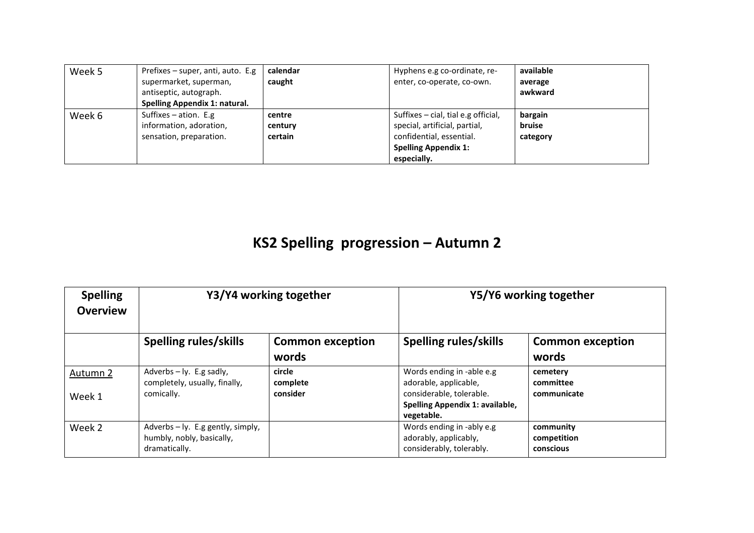| | | | | |
|---|---|---|---|---|
| Week 5 | Prefixes – super, anti, auto. E.g supermarket, superman, antiseptic, autograph. **Spelling Appendix 1: natural.** | **calendar caught** | Hyphens e.g co-ordinate, re-enter, co-operate, co-own. | **available average awkward** |
| Week 6 | Suffixes – ation. E.g information, adoration, sensation, preparation. | **centre century certain** | Suffixes – cial, tial e.g official, special, artificial, partial, confidential, essential. **Spelling Appendix 1: especially.** | **bargain bruise category** |

# KS2 Spelling progression – Autumn 2

| **Spelling Overview** | **Y3/Y4 working together** | | **Y5/Y6 working together** | |
|---|---|---|---|---|
| | **Spelling rules/skills** | **Common exception words** | **Spelling rules/skills** | **Common exception words** |
| Autumn 2 Week 1 | Adverbs – ly. E.g sadly, completely, usually, finally, comically. | **circle complete consider** | Words ending in -able e.g adorable, applicable, considerable, tolerable. **Spelling Appendix 1: available, vegetable.** | **cemetery committee communicate** |
| Week 2 | Adverbs – ly. E.g gently, simply, humbly, nobly, basically, dramatically. | | Words ending in -ably e.g adorably, applicably, considerably, tolerably. | **community competition conscious** |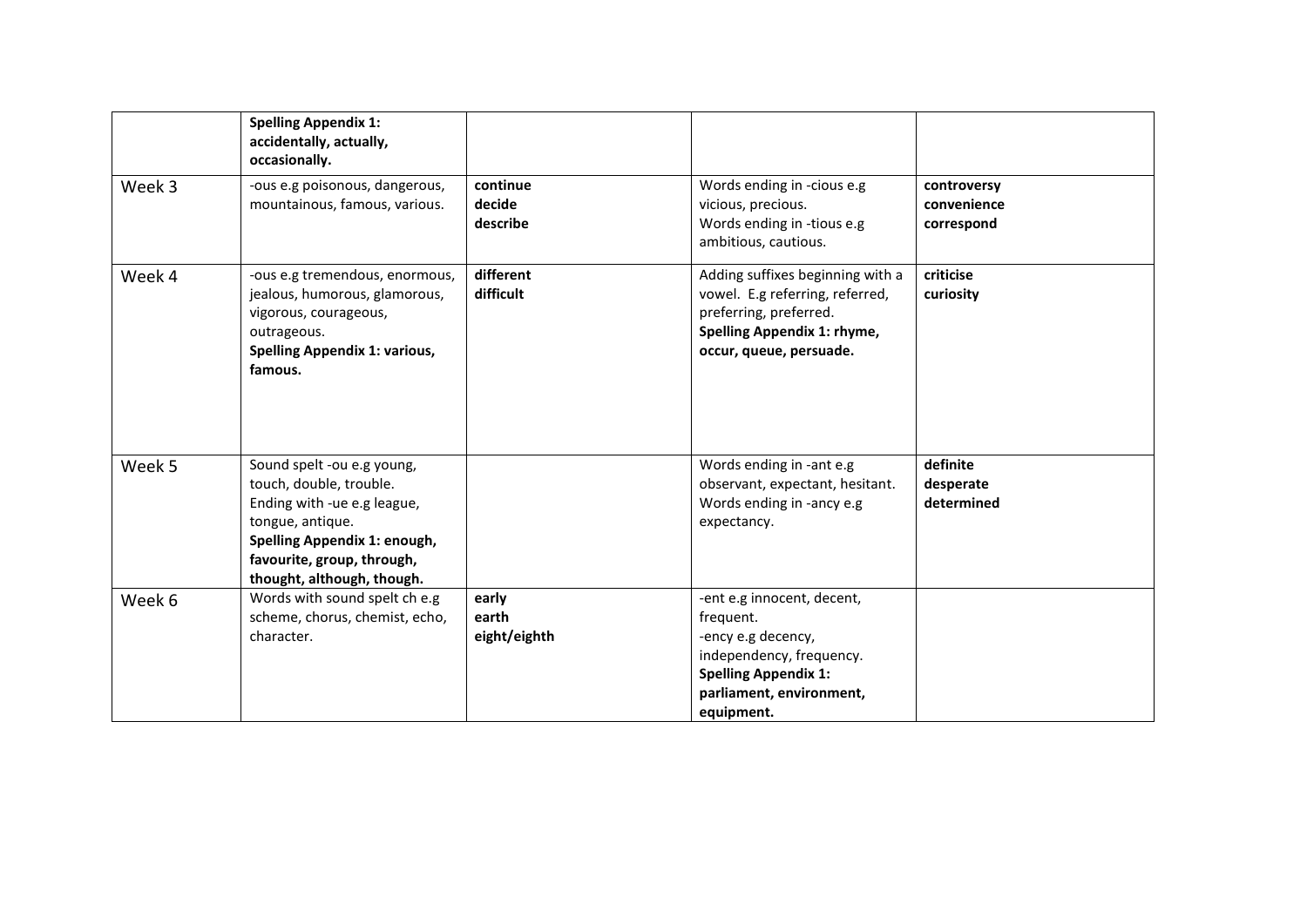| | | | | |
|---|---|---|---|---|
| | **Spelling Appendix 1: accidentally, actually, occasionally.** | | | |
| Week 3 | -ous e.g poisonous, dangerous, mountainous, famous, various. | **continue**<br>**decide**<br>**describe** | Words ending in -cious e.g vicious, precious.<br>Words ending in -tious e.g ambitious, cautious. | **controversy**<br>**convenience**<br>**correspond** |
| Week 4 | -ous e.g tremendous, enormous, jealous, humorous, glamorous, vigorous, courageous, outrageous.<br>**Spelling Appendix 1: various, famous.** | **different**<br>**difficult** | Adding suffixes beginning with a vowel. E.g referring, referred, preferring, preferred.<br>**Spelling Appendix 1: rhyme, occur, queue, persuade.** | **criticise**<br>**curiosity** |
| Week 5 | Sound spelt -ou e.g young, touch, double, trouble.<br>Ending with -ue e.g league, tongue, antique.<br>**Spelling Appendix 1: enough, favourite, group, through, thought, although, though.** | | Words ending in -ant e.g observant, expectant, hesitant.<br>Words ending in -ancy e.g expectancy. | **definite**<br>**desperate**<br>**determined** |
| Week 6 | Words with sound spelt ch e.g scheme, chorus, chemist, echo, character. | **early**<br>**earth**<br>**eight/eighth** | -ent e.g innocent, decent, frequent.<br>-ency e.g decency, independency, frequency.<br>**Spelling Appendix 1: parliament, environment, equipment.** | |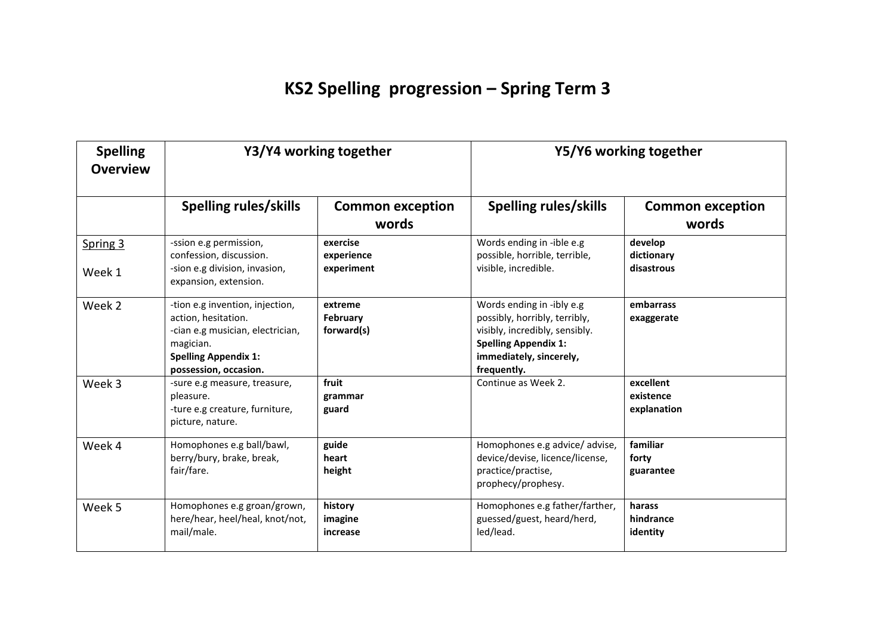# KS2 Spelling progression – Spring Term 3

| Spelling Overview | Y3/Y4 working together | | Y5/Y6 working together | |
|---|---|---|---|---|
| | **Spelling rules/skills** | **Common exception words** | **Spelling rules/skills** | **Common exception words** |
| Spring 3<br><br>Week 1 | -ssion e.g permission, confession, discussion.<br>-sion e.g division, invasion, expansion, extension. | **exercise**<br>**experience**<br>**experiment** | Words ending in -ible e.g possible, horrible, terrible, visible, incredible. | **develop**<br>**dictionary**<br>**disastrous** |
| Week 2 | -tion e.g invention, injection, action, hesitation.<br>-cian e.g musician, electrician, magician.<br>**Spelling Appendix 1: possession, occasion.** | **extreme**<br>**February**<br>**forward(s)** | Words ending in -ibly e.g possibly, horribly, terribly, visibly, incredibly, sensibly.<br>**Spelling Appendix 1: immediately, sincerely, frequently.** | **embarrass**<br>**exaggerate** |
| Week 3 | -sure e.g measure, treasure, pleasure.<br>-ture e.g creature, furniture, picture, nature. | **fruit**<br>**grammar**<br>**guard** | Continue as Week 2. | **excellent**<br>**existence**<br>**explanation** |
| Week 4 | Homophones e.g ball/bawl, berry/bury, brake, break, fair/fare. | **guide**<br>**heart**<br>**height** | Homophones e.g advice/ advise, device/devise, licence/license, practice/practise, prophecy/prophesy. | **familiar**<br>**forty**<br>**guarantee** |
| Week 5 | Homophones e.g groan/grown, here/hear, heel/heal, knot/not, mail/male. | **history**<br>**imagine**<br>**increase** | Homophones e.g father/farther, guessed/guest, heard/herd, led/lead. | **harass**<br>**hindrance**<br>**identity** |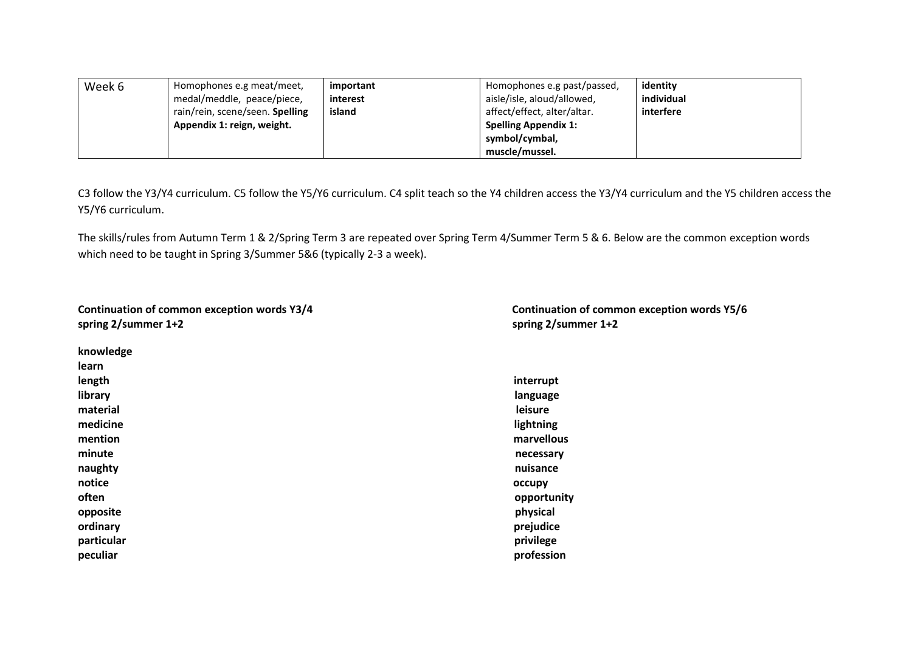| Week 6 | Homophones e.g meat/meet, medal/meddle, peace/piece, rain/rein, scene/seen. **Spelling Appendix 1: reign, weight.** | **important**<br>**interest**<br>**island** | Homophones e.g past/passed, aisle/isle, aloud/allowed, affect/effect, alter/altar. **Spelling Appendix 1: symbol/cymbal, muscle/mussel.** | **identity**<br>**individual**<br>**interfere** |
|---|---|---|---|---|

C3 follow the Y3/Y4 curriculum. C5 follow the Y5/Y6 curriculum. C4 split teach so the Y4 children access the Y3/Y4 curriculum and the Y5 children access the Y5/Y6 curriculum.

The skills/rules from Autumn Term 1 & 2/Spring Term 3 are repeated over Spring Term 4/Summer Term 5 & 6. Below are the common exception words which need to be taught in Spring 3/Summer 5&6 (typically 2-3 a week).

| **Continuation of common exception words Y3/4 spring 2/summer 1+2** | **Continuation of common exception words Y5/6 spring 2/summer 1+2** |
|---|---|
| **knowledge** | |
| **learn** | |
| **length** | **interrupt** |
| **library** | **language** |
| **material** | **leisure** |
| **medicine** | **lightning** |
| **mention** | **marvellous** |
| **minute** | **necessary** |
| **naughty** | **nuisance** |
| **notice** | **occupy** |
| **often** | **opportunity** |
| **opposite** | **physical** |
| **ordinary** | **prejudice** |
| **particular** | **privilege** |
| **peculiar** | **profession** |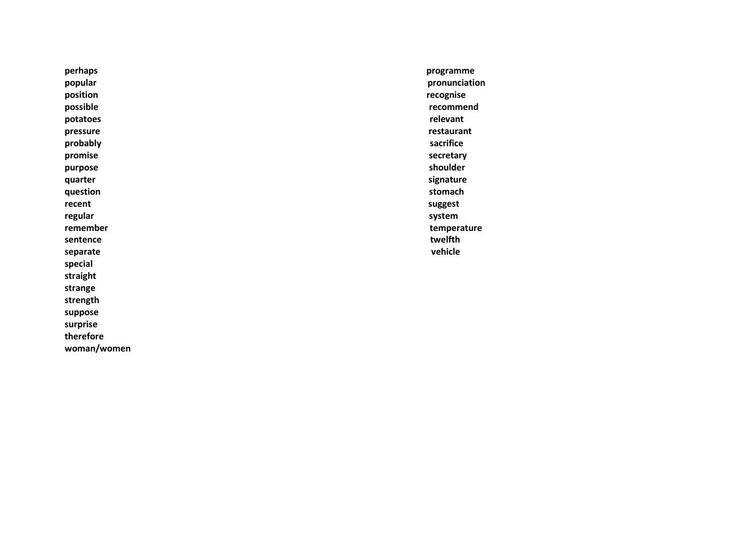**perhaps**
**popular**
**position**
**possible**
**potatoes**
**pressure**
**probably**
**promise**
**purpose**
**quarter**
**question**
**recent**
**regular**
**remember**
**sentence**
**separate**
**special**
**straight**
**strange**
**strength**
**suppose**
**surprise**
**therefore**
**woman/women**

**programme**
**pronunciation**
**recognise**
**recommend**
**relevant**
**restaurant**
**sacrifice**
**secretary**
**shoulder**
**signature**
**stomach**
**suggest**
**system**
**temperature**
**twelfth**
**vehicle**